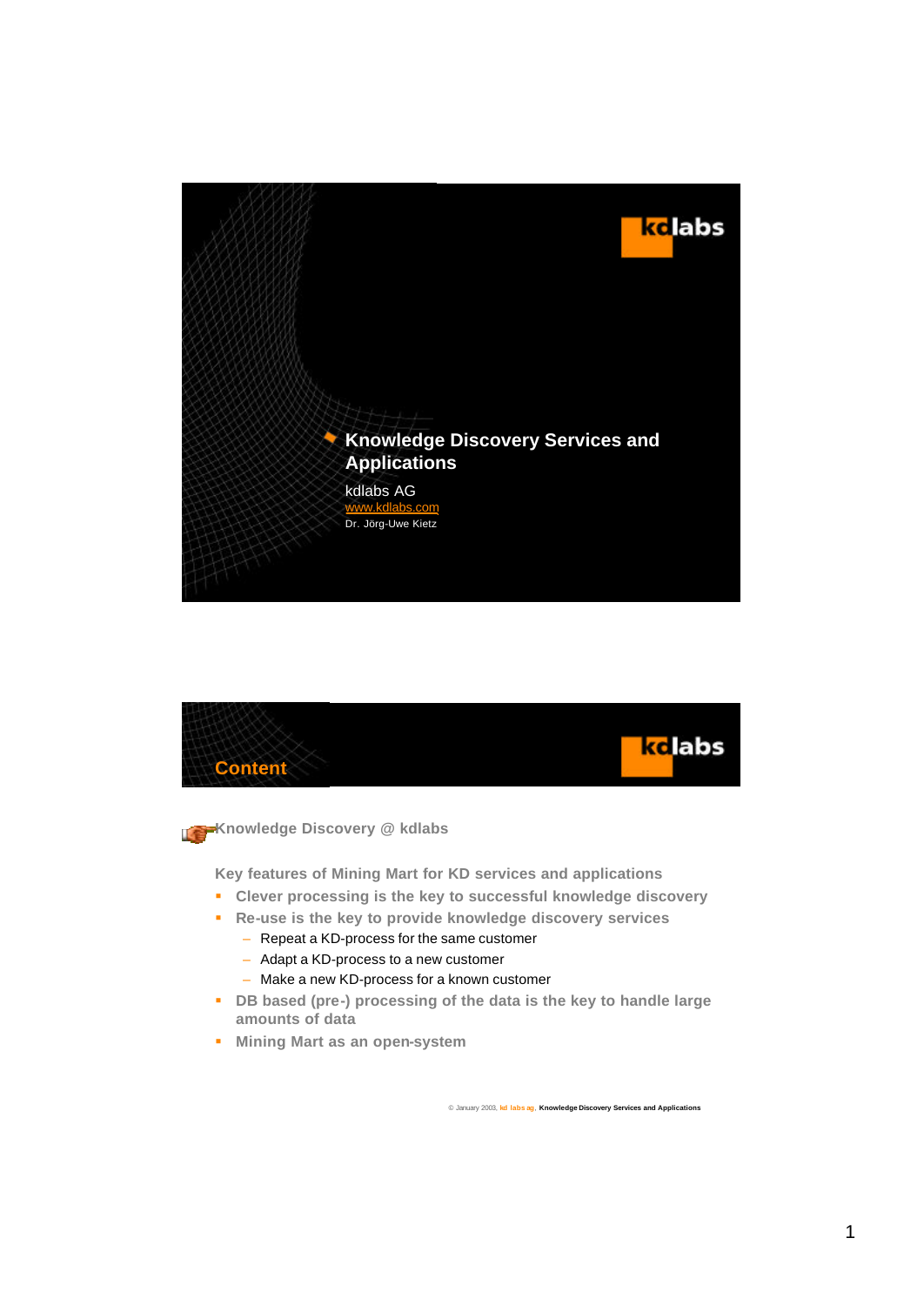# Knowledge Discovery Services and Applications

kdlabs AG

www.kdlabs.com

Dr. Jörg-Uwe Kietz

## Content

Knowledge Discovery @ kdlabs

Key features of Mining Mart for KD services and applications

- Clever processing is the key to successful knowledge discovery
- Re-use is the key to provide knowledge discovery services
  - Repeat a KD-process for the same customer
  - Adapt a KD-process to a new customer
  - Make a new KD-process for a known customer
- DB based (pre-) processing of the data is the key to handle large amounts of data
- Mining Mart as an open-system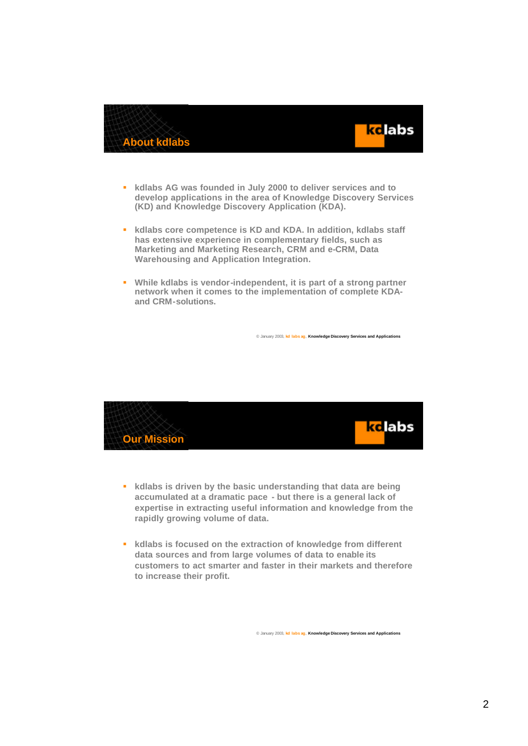## About kdlabs

- kdlabs AG was founded in July 2000 to deliver services and to develop applications in the area of Knowledge Discovery Services (KD) and Knowledge Discovery Application (KDA).
- kdlabs core competence is KD and KDA. In addition, kdlabs staff has extensive experience in complementary fields, such as Marketing and Marketing Research, CRM and e-CRM, Data Warehousing and Application Integration.
- While kdlabs is vendor-independent, it is part of a strong partner network when it comes to the implementation of complete KDA- and CRM-solutions.

© January 2003, kd labs ag, Knowledge Discovery Services and Applications

## Our Mission

- kdlabs is driven by the basic understanding that data are being accumulated at a dramatic pace - but there is a general lack of expertise in extracting useful information and knowledge from the rapidly growing volume of data.
- kdlabs is focused on the extraction of knowledge from different data sources and from large volumes of data to enable its customers to act smarter and faster in their markets and therefore to increase their profit.

© January 2003, kd labs ag, Knowledge Discovery Services and Applications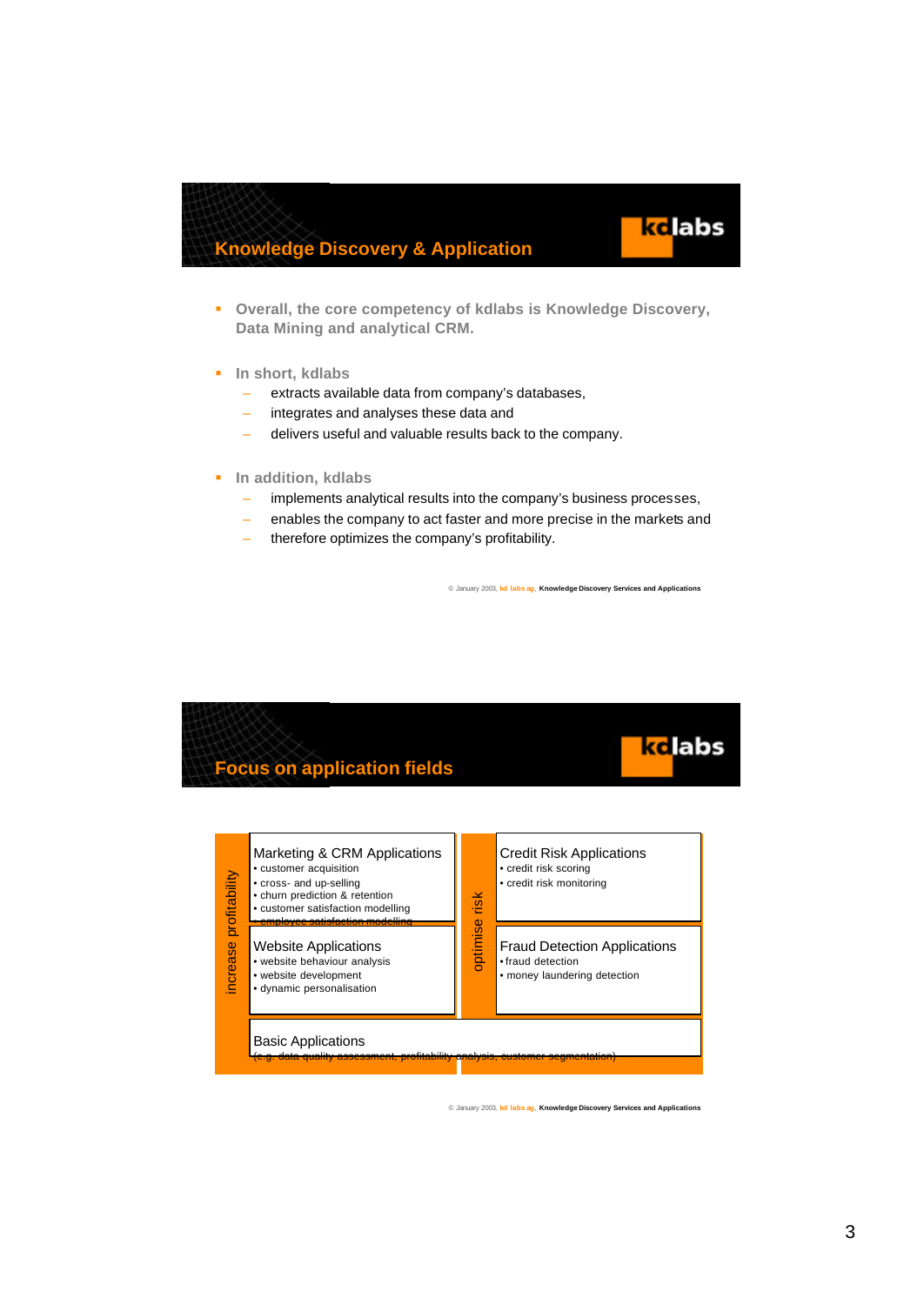## Knowledge Discovery & Application

- **Overall, the core competency of kdlabs is Knowledge Discovery, Data Mining and analytical CRM.**
- **In short, kdlabs**
  - extracts available data from company's databases,
  - integrates and analyses these data and
  - delivers useful and valuable results back to the company.
- **In addition, kdlabs**
  - implements analytical results into the company's business processes,
  - enables the company to act faster and more precise in the markets and
  - therefore optimizes the company's profitability.

© January 2003, kd labs ag, Knowledge Discovery Services and Applications

## Focus on application fields

| | increase profitability | optimise risk |
|---|---|---|
| | **Marketing & CRM Applications**<br>• customer acquisition<br>• cross- and up-selling<br>• churn prediction & retention<br>• customer satisfaction modelling<br>• employee satisfaction modelling | **Credit Risk Applications**<br>• credit risk scoring<br>• credit risk monitoring |
| | **Website Applications**<br>• website behaviour analysis<br>• website development<br>• dynamic personalisation | **Fraud Detection Applications**<br>• fraud detection<br>• money laundering detection |

**Basic Applications**
(e.g. data quality assessment, profitability analysis, customer segmentation)

© January 2003, kd labs ag, Knowledge Discovery Services and Applications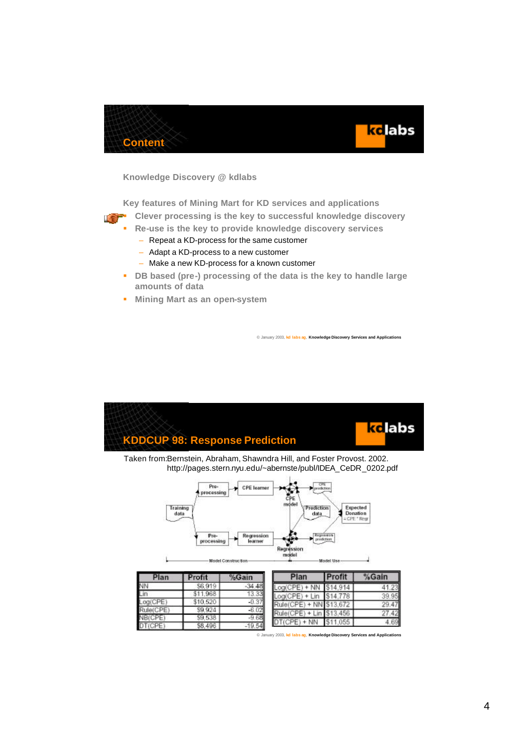# Content

Knowledge Discovery @ kdlabs

Key features of Mining Mart for KD services and applications

- Clever processing is the key to successful knowledge discovery
- Re-use is the key to provide knowledge discovery services
  - Repeat a KD-process for the same customer
  - Adapt a KD-process to a new customer
  - Make a new KD-process for a known customer
- DB based (pre-) processing of the data is the key to handle large amounts of data
- Mining Mart as an open-system

© January 2003, kd labs ag, Knowledge Discovery Services and Applications

# KDDCUP 98: Response Prediction

Taken from:Bernstein, Abraham, Shawndra Hill, and Foster Provost. 2002. http://pages.stern.nyu.edu/~abernste/publ/IDEA_CeDR_0202.pdf

| Plan | Profit | %Gain |
|---|---|---|
| NN | $6,919 | -34.48 |
| Lin | $11,968 | 13.33 |
| Log(CPE) | $10,520 | -0.37 |
| Rule(CPE) | $9,924 | -6.02 |
| NB(CPE) | $9,538 | -9.68 |
| DT(CPE) | $8,496 | -19.54 |

| Plan | Profit | %Gain |
|---|---|---|
| Log(CPE) + NN | $14,914 | 41.23 |
| Log(CPE) + Lin | $14,778 | 39.95 |
| Rule(CPE) + NN | $13,672 | 29.47 |
| Rule(CPE) + Lin | $13,456 | 27.42 |
| DT(CPE) + NN | $11,055 | 4.69 |

© January 2003, kd labs ag, Knowledge Discovery Services and Applications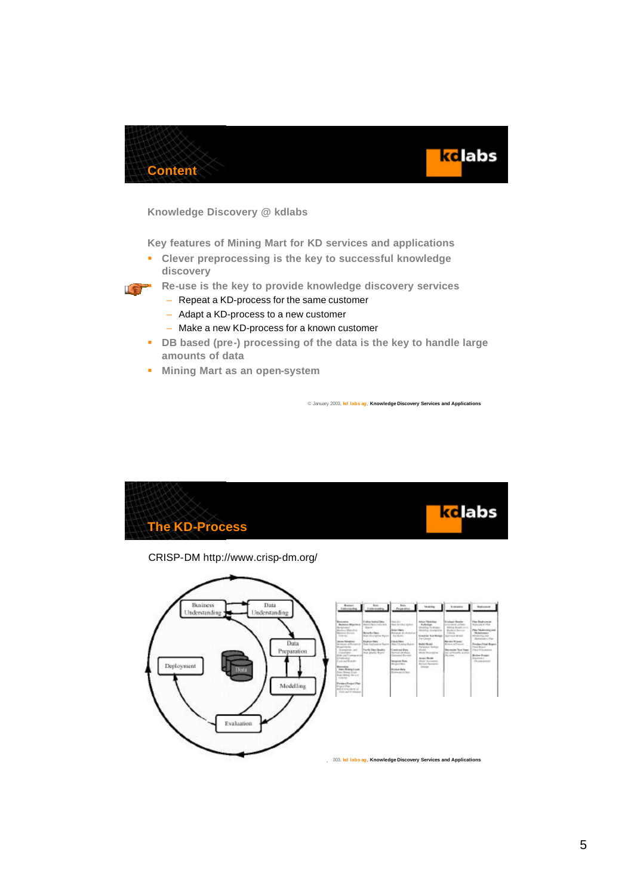## Content

Knowledge Discovery @ kdlabs

Key features of Mining Mart for KD services and applications

- Clever preprocessing is the key to successful knowledge discovery
- Re-use is the key to provide knowledge discovery services
  - Repeat a KD-process for the same customer
  - Adapt a KD-process to a new customer
  - Make a new KD-process for a known customer
- DB based (pre-) processing of the data is the key to handle large amounts of data
- Mining Mart as an open-system

© January 2003, kd labs ag, Knowledge Discovery Services and Applications

## The KD-Process

CRISP-DM http://www.crisp-dm.org/

Business Understanding · Data Understanding · Data Preparation · Modelling · Evaluation · Deployment · Data

2003, kd labs ag, Knowledge Discovery Services and Applications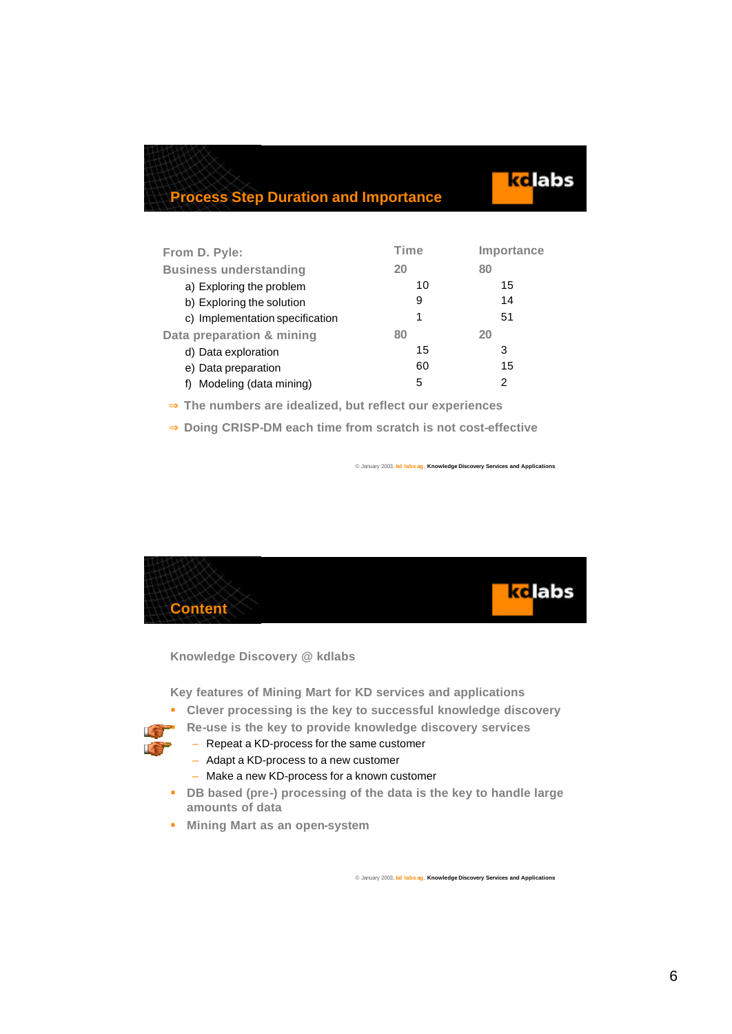## Process Step Duration and Importance

| From D. Pyle: | Time | Importance |
|---|---|---|
| **Business understanding** | **20** | **80** |
| a) Exploring the problem | 10 | 15 |
| b) Exploring the solution | 9 | 14 |
| c) Implementation specification | 1 | 51 |
| **Data preparation & mining** | **80** | **20** |
| d) Data exploration | 15 | 3 |
| e) Data preparation | 60 | 15 |
| f) Modeling (data mining) | 5 | 2 |

⇒ The numbers are idealized, but reflect our experiences

⇒ Doing CRISP-DM each time from scratch is not cost-effective

© January 2003, kd labs ag, Knowledge Discovery Services and Applications

## Content

Knowledge Discovery @ kdlabs

Key features of Mining Mart for KD services and applications

- Clever processing is the key to successful knowledge discovery
- Re-use is the key to provide knowledge discovery services
  - Repeat a KD-process for the same customer
  - Adapt a KD-process to a new customer
  - Make a new KD-process for a known customer
- DB based (pre-) processing of the data is the key to handle large amounts of data
- Mining Mart as an open-system

© January 2003, kd labs ag, Knowledge Discovery Services and Applications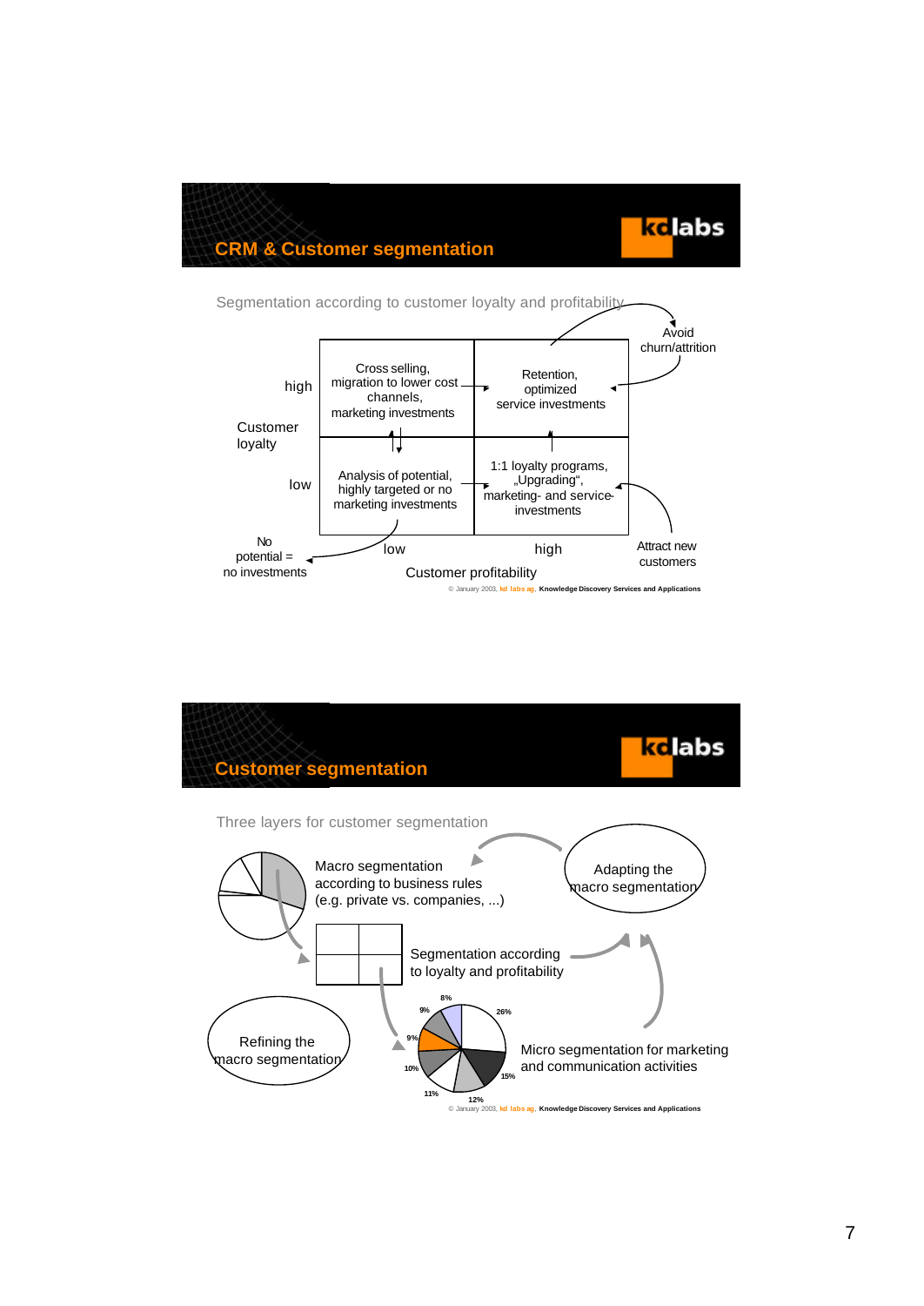## CRM & Customer segmentation

Segmentation according to customer loyalty and profitability

| Customer loyalty | Customer profitability: low | Customer profitability: high |
|---|---|---|
| high | Cross selling, migration to lower cost channels, marketing investments | Retention, optimized service investments |
| low | Analysis of potential, highly targeted or no marketing investments | 1:1 loyalty programs, „Upgrading“, marketing- and service-investments |

Avoid churn/attrition

Attract new customers

No potential = no investments

© January 2003, kd labs ag, Knowledge Discovery Services and Applications

## Customer segmentation

Three layers for customer segmentation

Macro segmentation according to business rules (e.g. private vs. companies, ...)

Adapting the macro segmentation

Segmentation according to loyalty and profitability

Refining the macro segmentation

Micro segmentation for marketing and communication activities

8% 9% 26% 9% 10% 15% 11% 12%

© January 2003, kd labs ag, Knowledge Discovery Services and Applications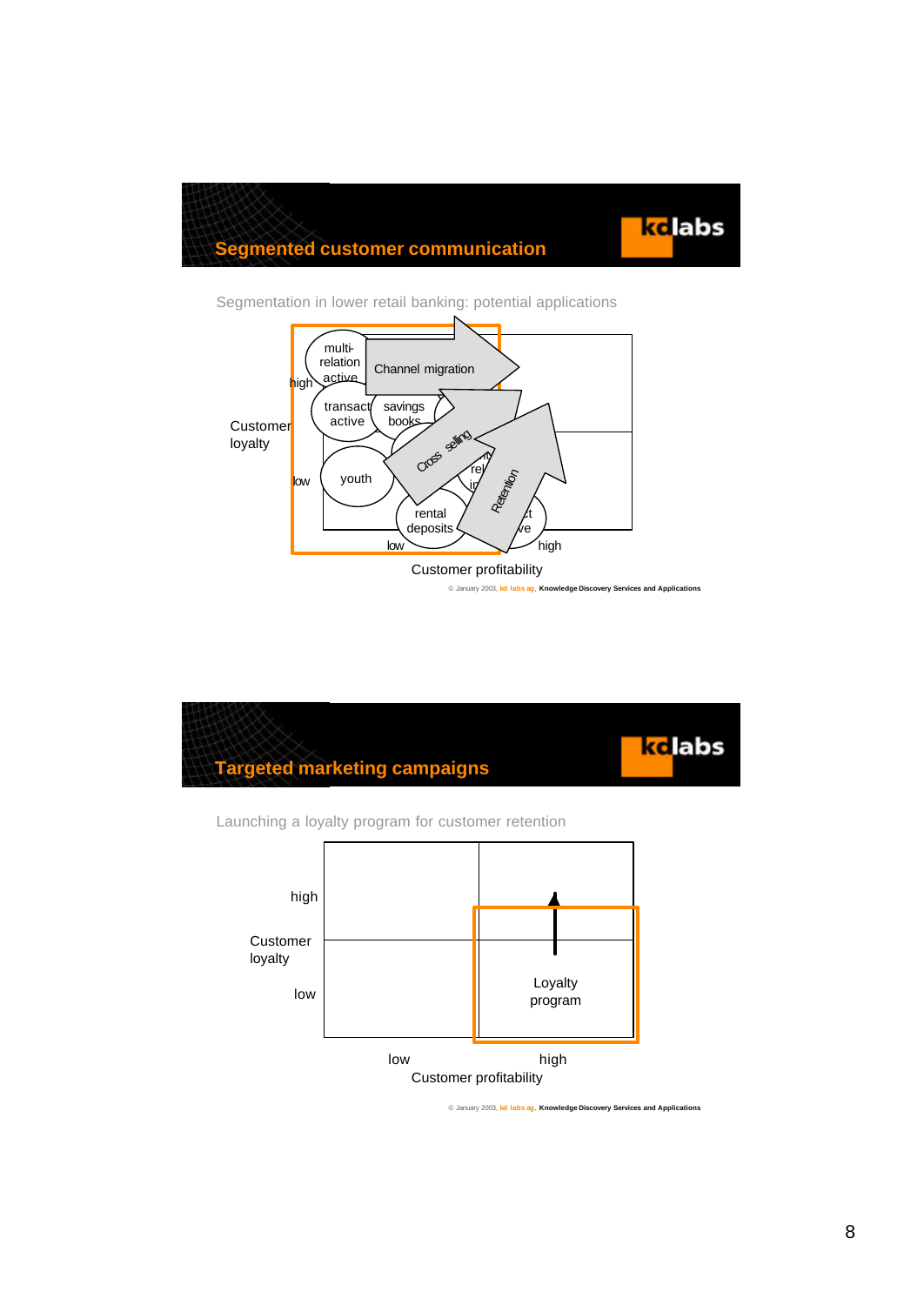## Segmented customer communication

Segmentation in lower retail banking: potential applications

Customer loyalty: high / low

Customer profitability: low / high

- multi-relation active
- transact active
- savings books
- youth
- rental deposits
- Channel migration
- Cross selling
- Retention

© January 2003, kd labs ag, Knowledge Discovery Services and Applications

## Targeted marketing campaigns

Launching a loyalty program for customer retention

Customer loyalty: high / low

Customer profitability: low / high

Loyalty program

© January 2003, kd labs ag, Knowledge Discovery Services and Applications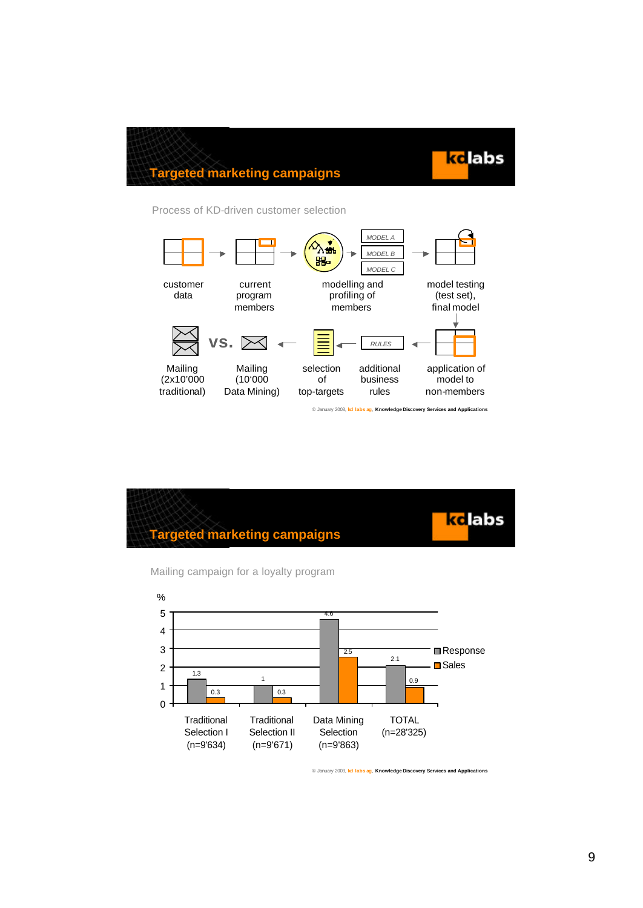# Targeted marketing campaigns

kdlabs

Process of KD-driven customer selection

customer data → current program members → modelling and profiling of members (MODEL A, MODEL B, MODEL C) → model testing (test set), final model

↓

application of model to non-members → additional business rules (RULES) → selection of top-targets → Mailing (10'000 Data Mining) vs. Mailing (2x10'000 traditional)

© January 2003, kd labs ag, Knowledge Discovery Services and Applications

# Targeted marketing campaigns

kdlabs

Mailing campaign for a loyalty program

| % | Traditional Selection I (n=9'634) | Traditional Selection II (n=9'671) | Data Mining Selection (n=9'863) | TOTAL (n=28'325) |
|---|---|---|---|---|
| Response | 1.3 | 1 | 4.6 | 2.1 |
| Sales | 0.3 | 0.3 | 2.5 | 0.9 |

© January 2003, kd labs ag, Knowledge Discovery Services and Applications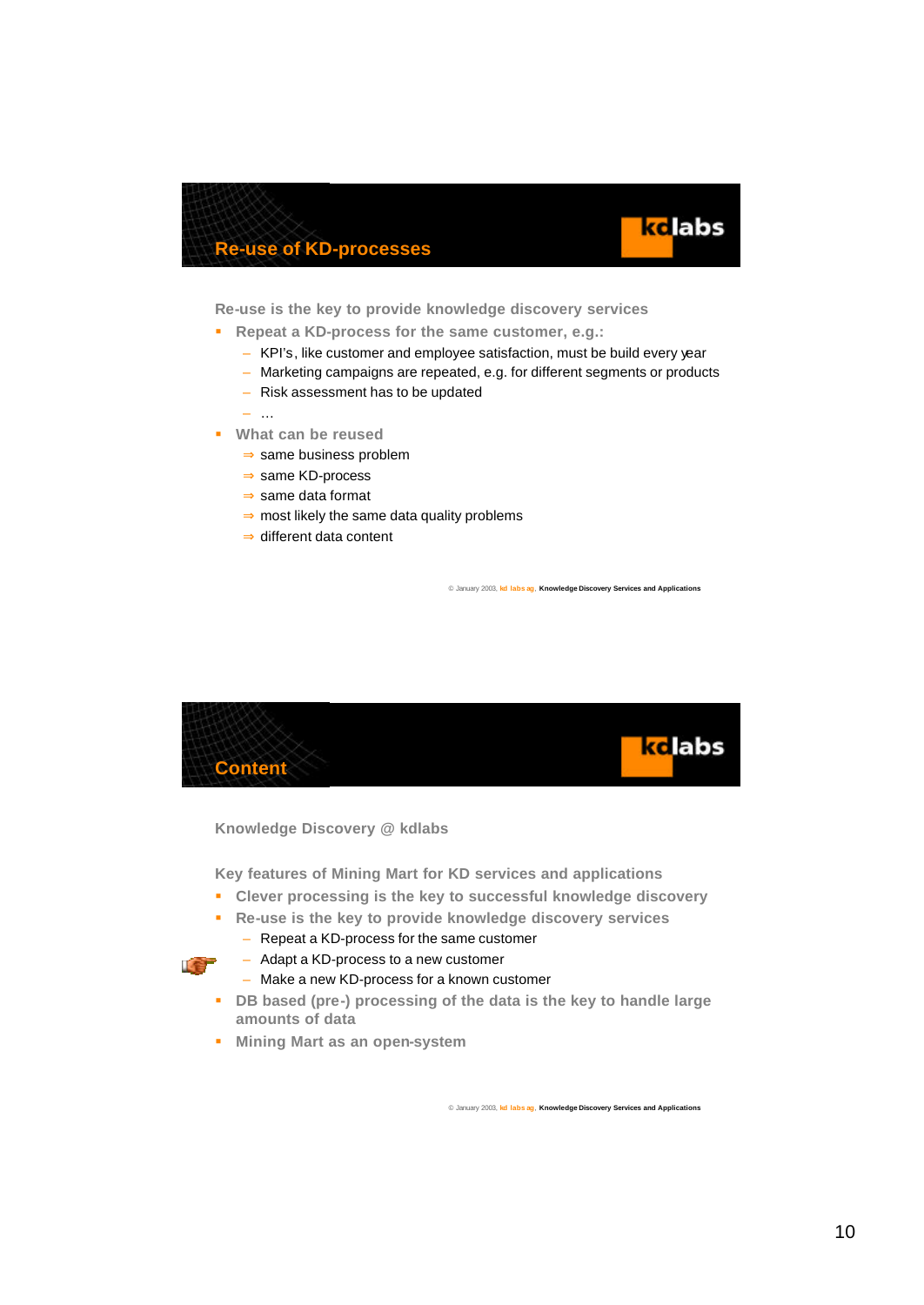## Re-use of KD-processes

**Re-use is the key to provide knowledge discovery services**

- **Repeat a KD-process for the same customer, e.g.:**
  - KPI's, like customer and employee satisfaction, must be build every year
  - Marketing campaigns are repeated, e.g. for different segments or products
  - Risk assessment has to be updated
  - …
- **What can be reused**
  - ⇒ same business problem
  - ⇒ same KD-process
  - ⇒ same data format
  - ⇒ most likely the same data quality problems
  - ⇒ different data content

© January 2003, kd labs ag, Knowledge Discovery Services and Applications

## Content

**Knowledge Discovery @ kdlabs**

**Key features of Mining Mart for KD services and applications**

- **Clever processing is the key to successful knowledge discovery**
- **Re-use is the key to provide knowledge discovery services**
  - Repeat a KD-process for the same customer
  - Adapt a KD-process to a new customer
  - Make a new KD-process for a known customer
- **DB based (pre-) processing of the data is the key to handle large amounts of data**
- **Mining Mart as an open-system**

© January 2003, kd labs ag, Knowledge Discovery Services and Applications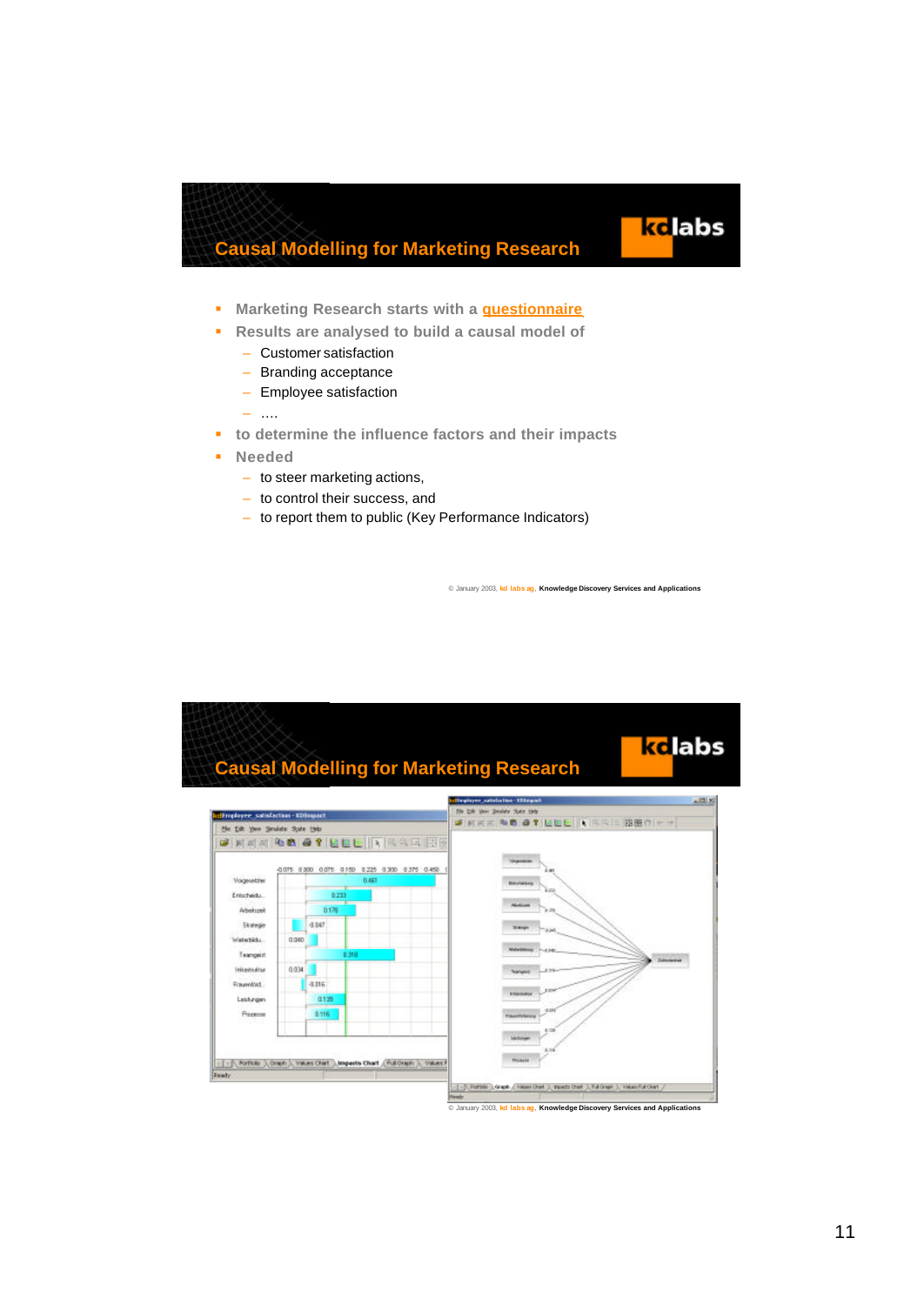## Causal Modelling for Marketing Research

- Marketing Research starts with a questionnaire
- Results are analysed to build a causal model of
  - Customer satisfaction
  - Branding acceptance
  - Employee satisfaction
  - ….
- to determine the influence factors and their impacts
- Needed
  - to steer marketing actions,
  - to control their success, and
  - to report them to public (Key Performance Indicators)

© January 2003, kd labs ag, Knowledge Discovery Services and Applications

## Causal Modelling for Marketing Research

© January 2003, kd labs ag, Knowledge Discovery Services and Applications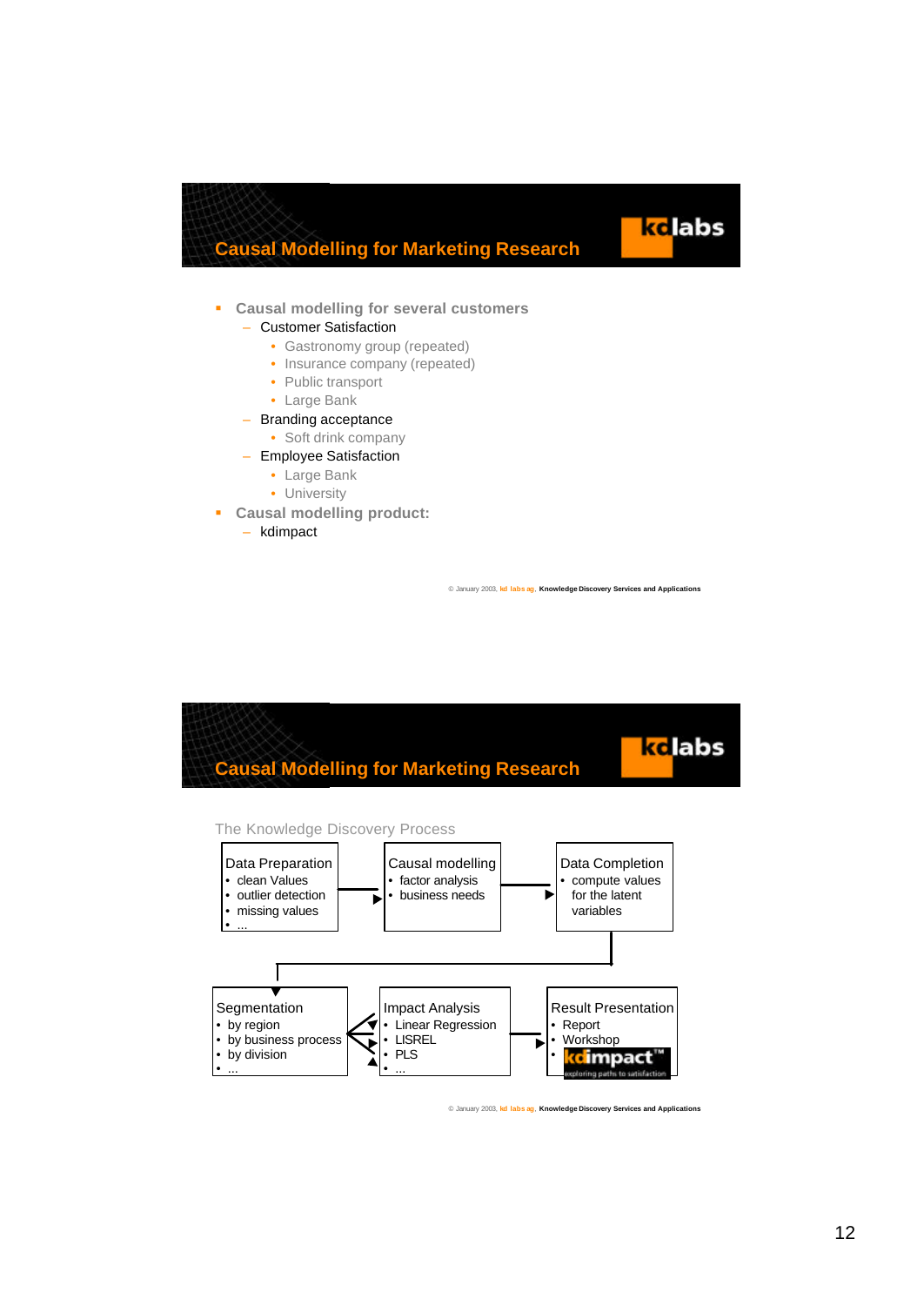## Causal Modelling for Marketing Research

- **Causal modelling for several customers**
  - Customer Satisfaction
    - Gastronomy group (repeated)
    - Insurance company (repeated)
    - Public transport
    - Large Bank
  - Branding acceptance
    - Soft drink company
  - Employee Satisfaction
    - Large Bank
    - University
- **Causal modelling product:**
  - kdimpact

© January 2003, kd labs ag, Knowledge Discovery Services and Applications

## Causal Modelling for Marketing Research

The Knowledge Discovery Process

**Data Preparation**
- clean Values
- outlier detection
- missing values
- ...

**Causal modelling**
- factor analysis
- business needs

**Data Completion**
- compute values for the latent variables

**Segmentation**
- by region
- by business process
- by division
- ...

**Impact Analysis**
- Linear Regression
- LISREL
- PLS
- ...

**Result Presentation**
- Report
- Workshop
- kdimpact™ (exploring paths to satisfaction)

© January 2003, kd labs ag, Knowledge Discovery Services and Applications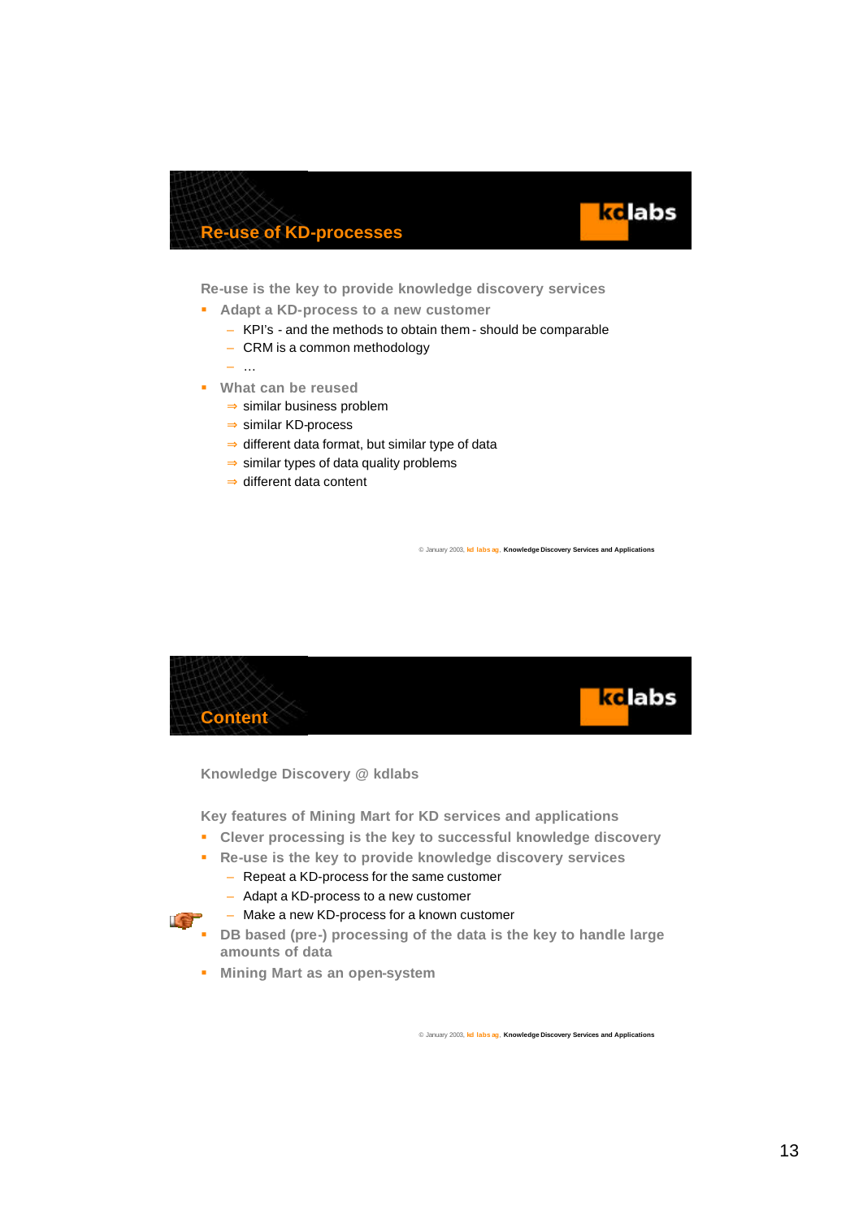## Re-use of KD-processes

**Re-use is the key to provide knowledge discovery services**

- **Adapt a KD-process to a new customer**
  - KPI's - and the methods to obtain them - should be comparable
  - CRM is a common methodology
  - …
- **What can be reused**
  - ⇒ similar business problem
  - ⇒ similar KD-process
  - ⇒ different data format, but similar type of data
  - ⇒ similar types of data quality problems
  - ⇒ different data content

© January 2003, kd labs ag, Knowledge Discovery Services and Applications

## Content

**Knowledge Discovery @ kdlabs**

**Key features of Mining Mart for KD services and applications**

- **Clever processing is the key to successful knowledge discovery**
- **Re-use is the key to provide knowledge discovery services**
  - Repeat a KD-process for the same customer
  - Adapt a KD-process to a new customer
  - Make a new KD-process for a known customer
- **DB based (pre-) processing of the data is the key to handle large amounts of data**
- **Mining Mart as an open-system**

© January 2003, kd labs ag, Knowledge Discovery Services and Applications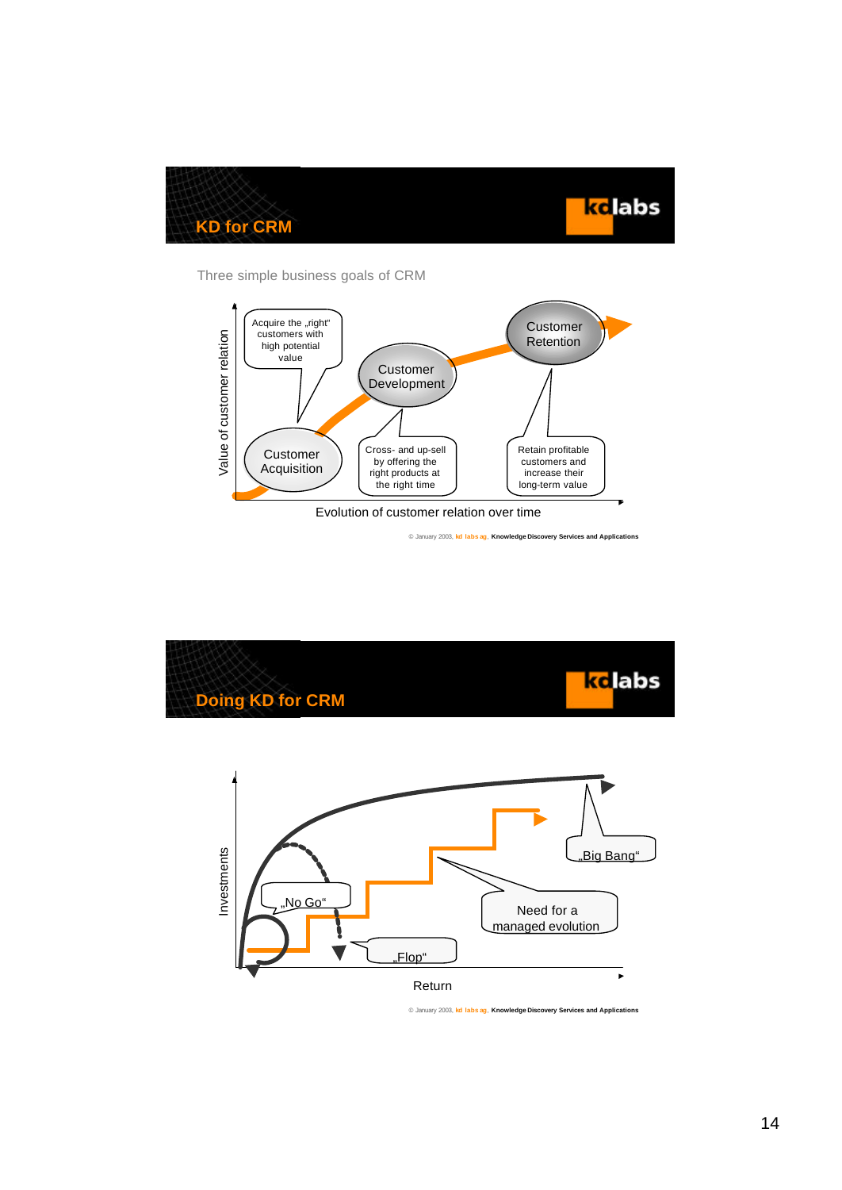## KD for CRM

Three simple business goals of CRM

Value of customer relation

Acquire the „right" customers with high potential value

Customer Acquisition

Customer Development

Cross- and up-sell by offering the right products at the right time

Customer Retention

Retain profitable customers and increase their long-term value

Evolution of customer relation over time

© January 2003, kd labs ag, Knowledge Discovery Services and Applications

## Doing KD for CRM

Investments

„No Go"

„Flop"

„Big Bang"

Need for a managed evolution

Return

© January 2003, kd labs ag, Knowledge Discovery Services and Applications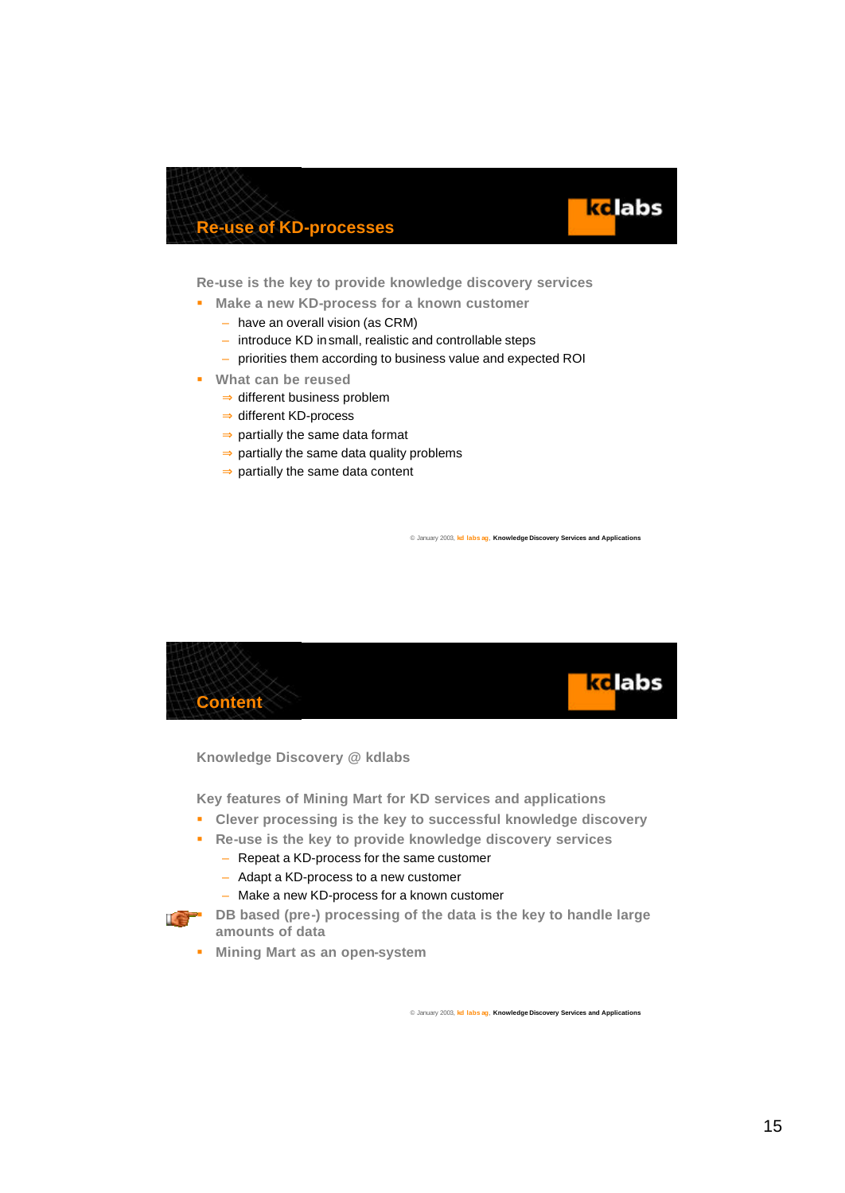## Re-use of KD-processes

**Re-use is the key to provide knowledge discovery services**

- **Make a new KD-process for a known customer**
  - have an overall vision (as CRM)
  - introduce KD in small, realistic and controllable steps
  - priorities them according to business value and expected ROI
- **What can be reused**
  - ⇒ different business problem
  - ⇒ different KD-process
  - ⇒ partially the same data format
  - ⇒ partially the same data quality problems
  - ⇒ partially the same data content

© January 2003, kd labs ag, Knowledge Discovery Services and Applications

## Content

**Knowledge Discovery @ kdlabs**

**Key features of Mining Mart for KD services and applications**

- **Clever processing is the key to successful knowledge discovery**
- **Re-use is the key to provide knowledge discovery services**
  - Repeat a KD-process for the same customer
  - Adapt a KD-process to a new customer
  - Make a new KD-process for a known customer
- **DB based (pre-) processing of the data is the key to handle large amounts of data**
- **Mining Mart as an open-system**

© January 2003, kd labs ag, Knowledge Discovery Services and Applications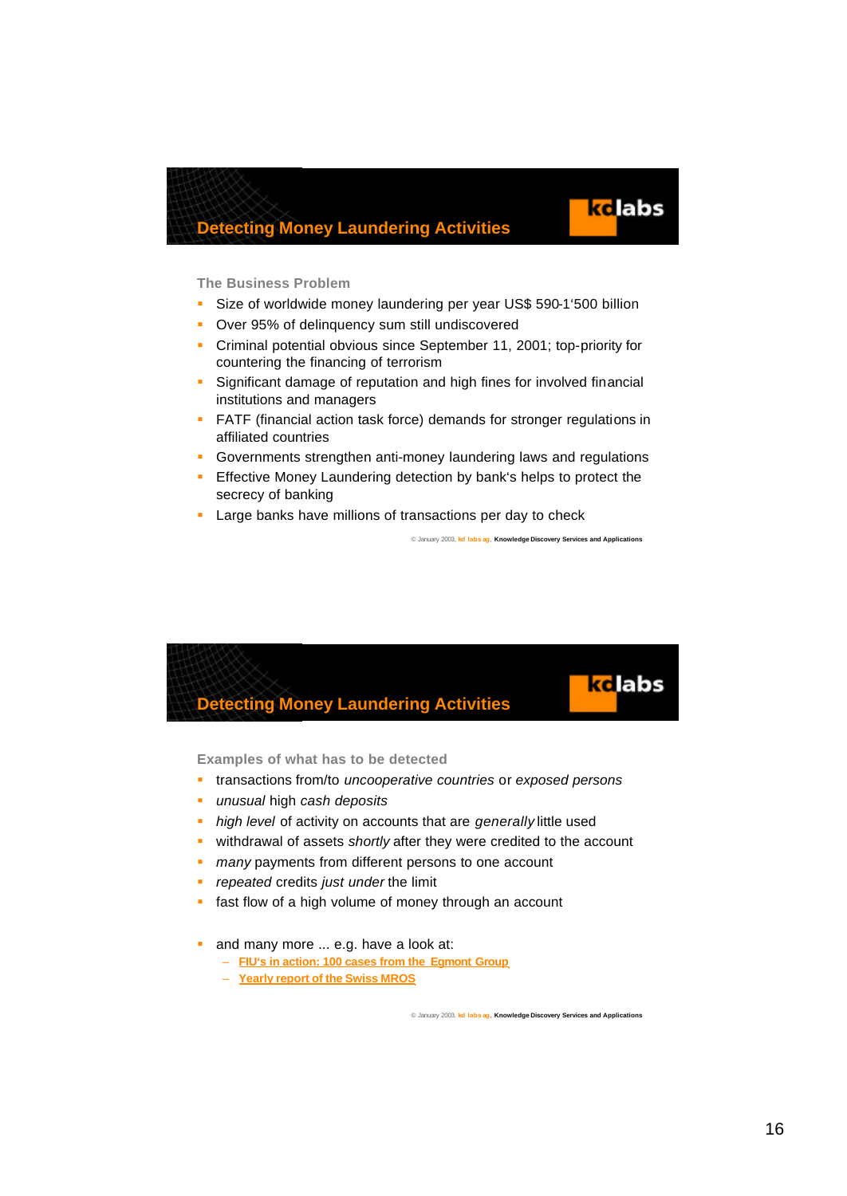## Detecting Money Laundering Activities

### The Business Problem

- Size of worldwide money laundering per year US$ 590-1'500 billion
- Over 95% of delinquency sum still undiscovered
- Criminal potential obvious since September 11, 2001; top-priority for countering the financing of terrorism
- Significant damage of reputation and high fines for involved financial institutions and managers
- FATF (financial action task force) demands for stronger regulations in affiliated countries
- Governments strengthen anti-money laundering laws and regulations
- Effective Money Laundering detection by bank's helps to protect the secrecy of banking
- Large banks have millions of transactions per day to check

© January 2003, kd labs ag, Knowledge Discovery Services and Applications

## Detecting Money Laundering Activities

### Examples of what has to be detected

- transactions from/to *uncooperative countries* or *exposed persons*
- *unusual* high *cash deposits*
- *high level* of activity on accounts that are *generally* little used
- withdrawal of assets *shortly* after they were credited to the account
- *many* payments from different persons to one account
- *repeated* credits *just under* the limit
- fast flow of a high volume of money through an account

- and many more ... e.g. have a look at:
  - FIU's in action: 100 cases from the Egmont Group
  - Yearly report of the Swiss MROS

© January 2003, kd labs ag, Knowledge Discovery Services and Applications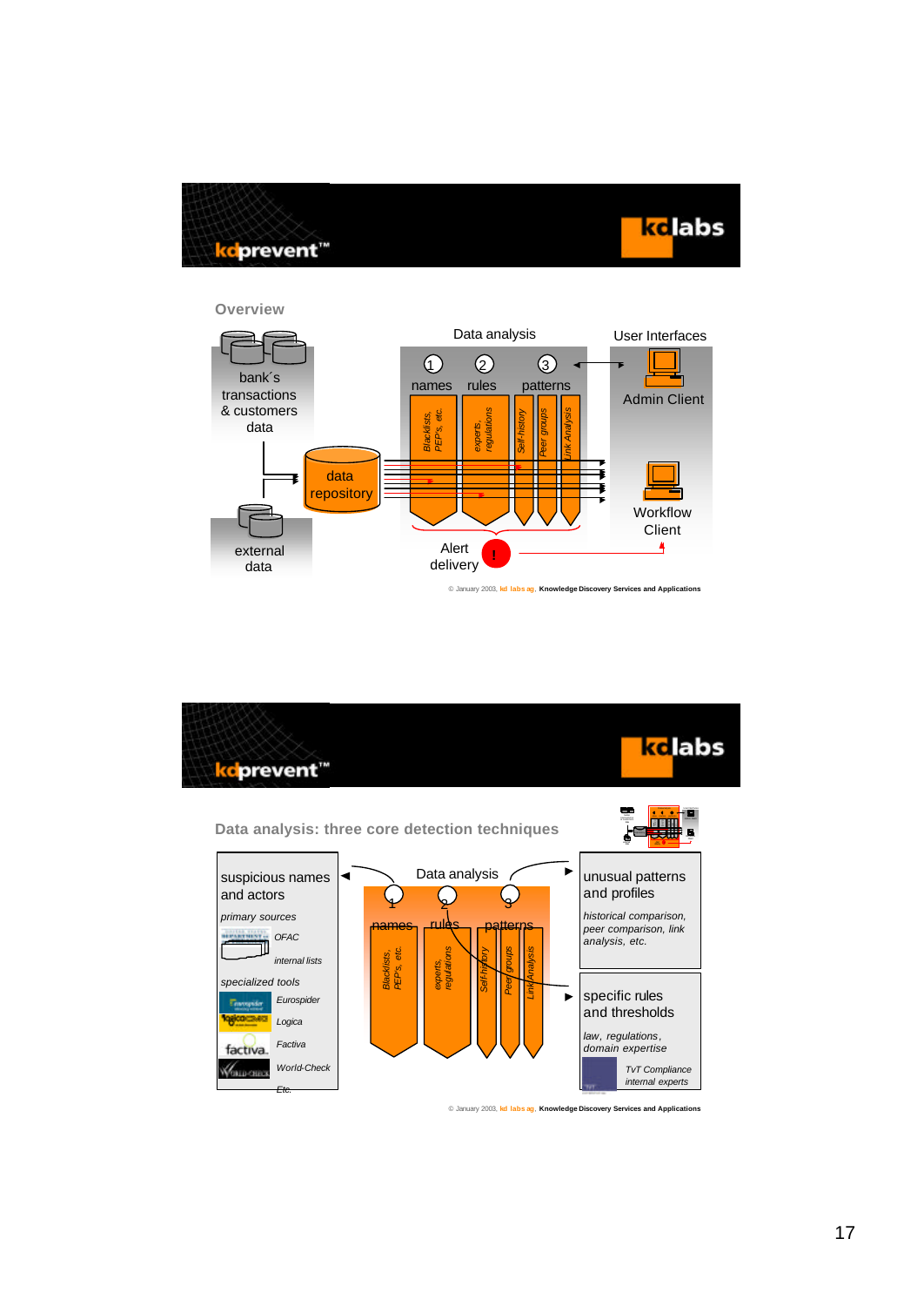**kdprevent™** **kdlabs**

## Overview

bank´s transactions & customers data

external data

data repository

Data analysis

1 names — *Blacklists, PEP's, etc.*

2 rules — *experts, regulations*

3 patterns — *Self-history*, *Peer groups*, *Link Analysis*

Alert delivery

User Interfaces

Admin Client

Workflow Client

© January 2003, kd labs ag, Knowledge Discovery Services and Applications

---

**kdprevent™** **kdlabs**

## Data analysis: three core detection techniques

**suspicious names and actors**

*primary sources*

*OFAC*

*internal lists*

*specialized tools*

*Eurospider*

*Logica*

*Factiva*

*World-Check*

*Etc.*

Data analysis

1 names — *Blacklists, PEP's, etc.*

2 rules — *experts, regulations*

3 patterns — *Self-history*, *Peer groups*, *Link Analysis*

**unusual patterns and profiles**

*historical comparison, peer comparison, link analysis, etc.*

**specific rules and thresholds**

*law, regulations, domain expertise*

*TvT Compliance internal experts*

© January 2003, kd labs ag, Knowledge Discovery Services and Applications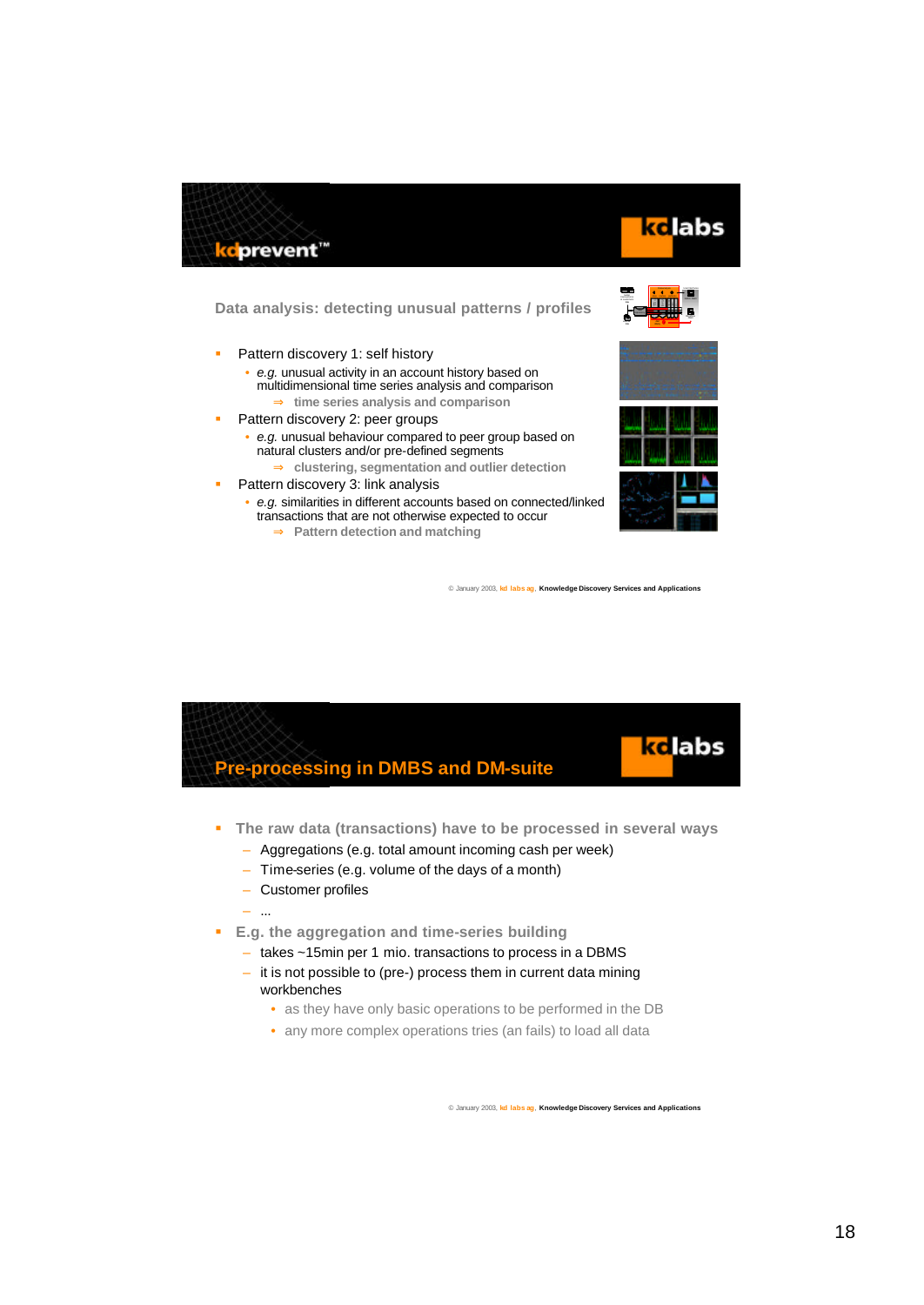## kdprevent™

### Data analysis: detecting unusual patterns / profiles

- Pattern discovery 1: self history
  - *e.g.* unusual activity in an account history based on multidimensional time series analysis and comparison
    - ⇒ **time series analysis and comparison**
- Pattern discovery 2: peer groups
  - *e.g.* unusual behaviour compared to peer group based on natural clusters and/or pre-defined segments
    - ⇒ **clustering, segmentation and outlier detection**
- Pattern discovery 3: link analysis
  - *e.g.* similarities in different accounts based on connected/linked transactions that are not otherwise expected to occur
    - ⇒ **Pattern detection and matching**

© January 2003, kd labs ag, Knowledge Discovery Services and Applications

## Pre-processing in DMBS and DM-suite

- **The raw data (transactions) have to be processed in several ways**
  - Aggregations (e.g. total amount incoming cash per week)
  - Time-series (e.g. volume of the days of a month)
  - Customer profiles
  - ...
- **E.g. the aggregation and time-series building**
  - takes ~15min per 1 mio. transactions to process in a DBMS
  - it is not possible to (pre-) process them in current data mining workbenches
    - as they have only basic operations to be performed in the DB
    - any more complex operations tries (an fails) to load all data

© January 2003, kd labs ag, Knowledge Discovery Services and Applications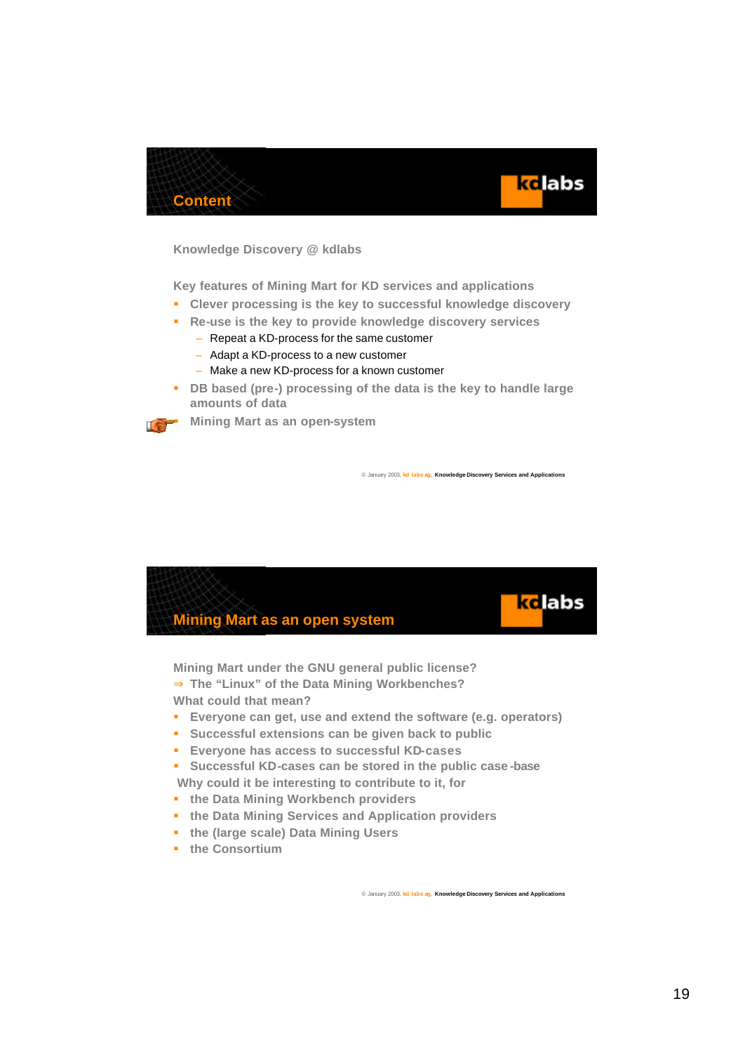## Content

Knowledge Discovery @ kdlabs

Key features of Mining Mart for KD services and applications

- Clever processing is the key to successful knowledge discovery
- Re-use is the key to provide knowledge discovery services
  - Repeat a KD-process for the same customer
  - Adapt a KD-process to a new customer
  - Make a new KD-process for a known customer
- DB based (pre-) processing of the data is the key to handle large amounts of data
- Mining Mart as an open-system

© January 2003, kd labs ag, Knowledge Discovery Services and Applications

## Mining Mart as an open system

Mining Mart under the GNU general public license?
⇒ The “Linux” of the Data Mining Workbenches?
What could that mean?

- Everyone can get, use and extend the software (e.g. operators)
- Successful extensions can be given back to public
- Everyone has access to successful KD-cases
- Successful KD-cases can be stored in the public case-base

Why could it be interesting to contribute to it, for

- the Data Mining Workbench providers
- the Data Mining Services and Application providers
- the (large scale) Data Mining Users
- the Consortium

© January 2003, kd labs ag, Knowledge Discovery Services and Applications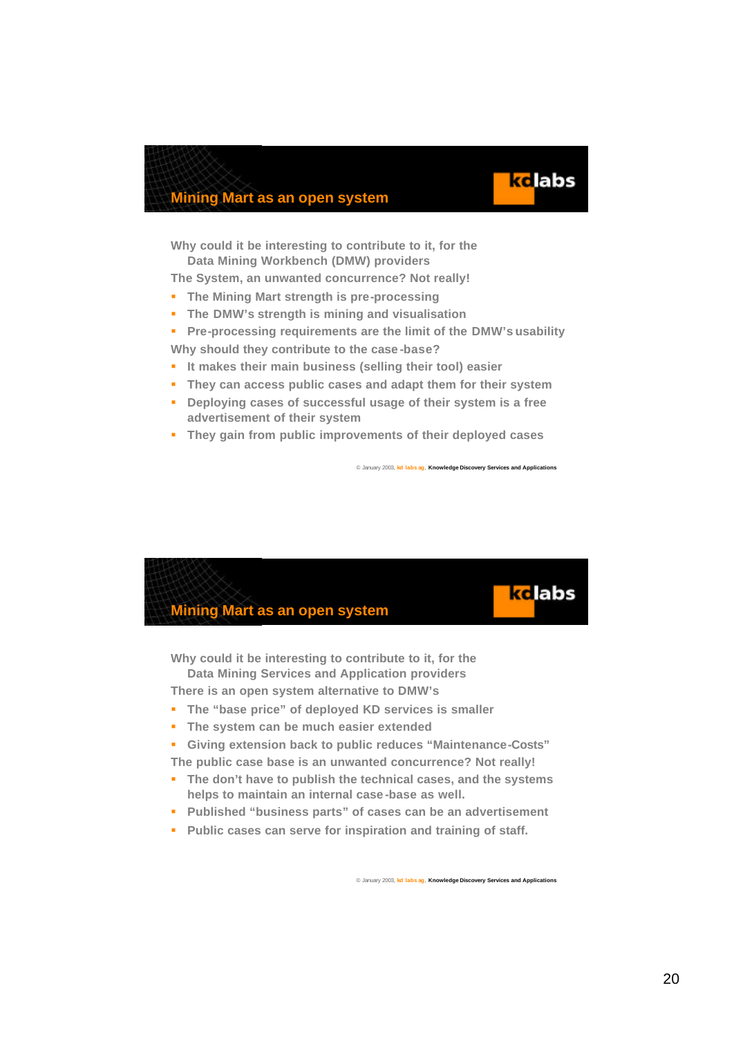## Mining Mart as an open system

Why could it be interesting to contribute to it, for the Data Mining Workbench (DMW) providers

The System, an unwanted concurrence? Not really!

- The Mining Mart strength is pre-processing
- The DMW's strength is mining and visualisation
- Pre-processing requirements are the limit of the DMW's usability

Why should they contribute to the case-base?

- It makes their main business (selling their tool) easier
- They can access public cases and adapt them for their system
- Deploying cases of successful usage of their system is a free advertisement of their system
- They gain from public improvements of their deployed cases

© January 2003, kd labs ag, Knowledge Discovery Services and Applications

## Mining Mart as an open system

Why could it be interesting to contribute to it, for the Data Mining Services and Application providers

There is an open system alternative to DMW's

- The "base price" of deployed KD services is smaller
- The system can be much easier extended
- Giving extension back to public reduces "Maintenance-Costs"

The public case base is an unwanted concurrence? Not really!

- The don't have to publish the technical cases, and the systems helps to maintain an internal case-base as well.
- Published "business parts" of cases can be an advertisement
- Public cases can serve for inspiration and training of staff.

© January 2003, kd labs ag, Knowledge Discovery Services and Applications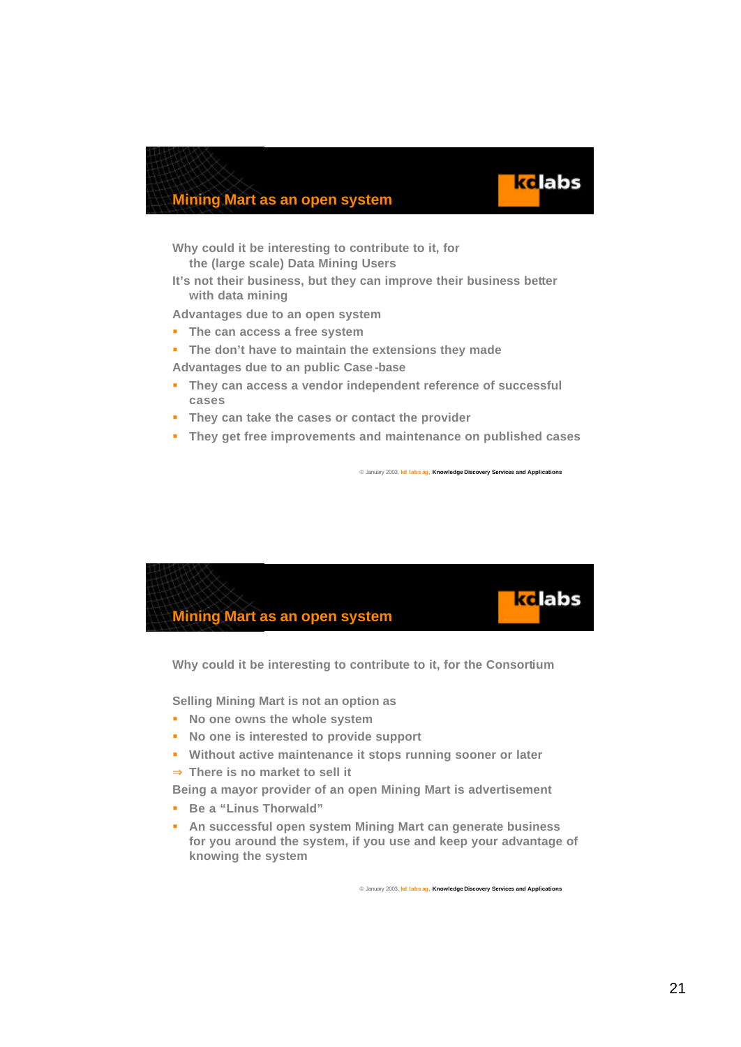## Mining Mart as an open system

Why could it be interesting to contribute to it, for the (large scale) Data Mining Users

It's not their business, but they can improve their business better with data mining

Advantages due to an open system

- The can access a free system
- The don't have to maintain the extensions they made

Advantages due to an public Case-base

- They can access a vendor independent reference of successful cases
- They can take the cases or contact the provider
- They get free improvements and maintenance on published cases

© January 2003, kd labs ag, Knowledge Discovery Services and Applications

## Mining Mart as an open system

Why could it be interesting to contribute to it, for the Consortium

Selling Mining Mart is not an option as

- No one owns the whole system
- No one is interested to provide support
- Without active maintenance it stops running sooner or later

⇒ There is no market to sell it

Being a mayor provider of an open Mining Mart is advertisement

- Be a "Linus Thorwald"
- An successful open system Mining Mart can generate business for you around the system, if you use and keep your advantage of knowing the system

© January 2003, kd labs ag, Knowledge Discovery Services and Applications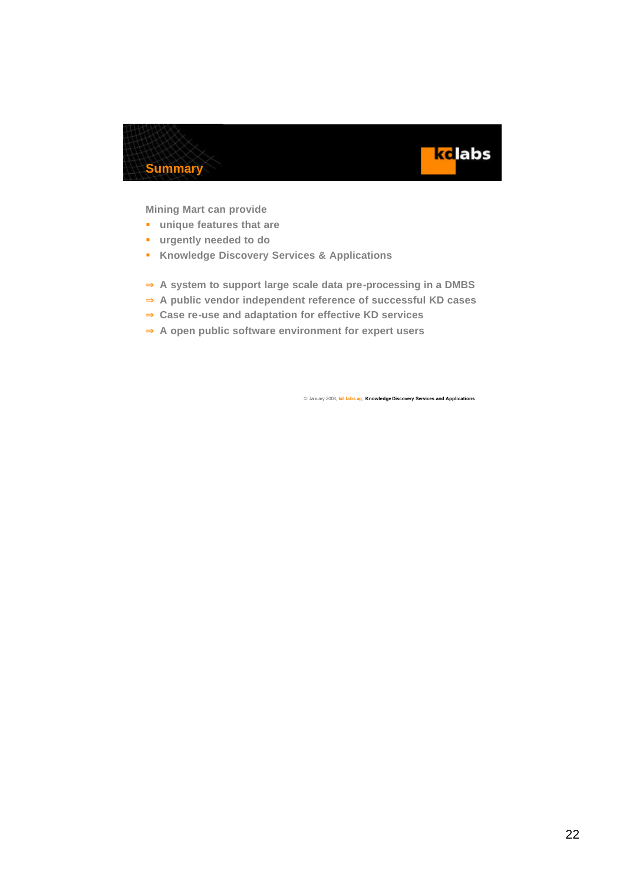## Summary

Mining Mart can provide

- unique features that are
- urgently needed to do
- Knowledge Discovery Services & Applications

⇒ A system to support large scale data pre-processing in a DMBS

⇒ A public vendor independent reference of successful KD cases

⇒ Case re-use and adaptation for effective KD services

⇒ A open public software environment for expert users

© January 2003, kd labs ag, Knowledge Discovery Services and Applications